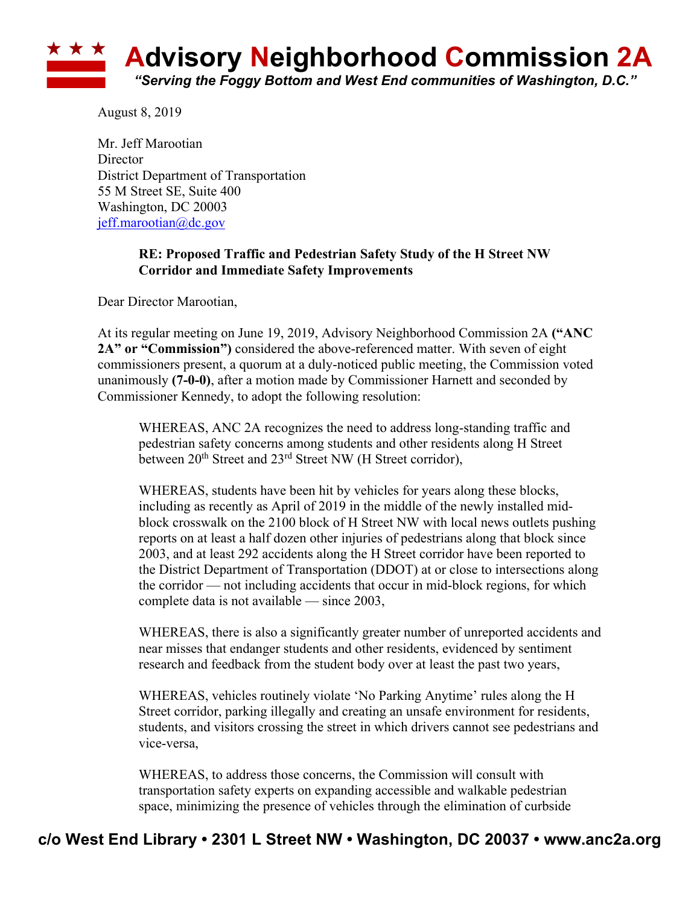# Advisory Neighborhood Commission 2A

*"Serving the Foggy Bottom and West End communities of Washington, D.C."*

August 8, 2019

Mr. Jeff Marootian
Director
District Department of Transportation
55 M Street SE, Suite 400
Washington, DC 20003
jeff.marootian@dc.gov

**RE: Proposed Traffic and Pedestrian Safety Study of the H Street NW Corridor and Immediate Safety Improvements**

Dear Director Marootian,

At its regular meeting on June 19, 2019, Advisory Neighborhood Commission 2A **("ANC 2A" or "Commission")** considered the above-referenced matter. With seven of eight commissioners present, a quorum at a duly-noticed public meeting, the Commission voted unanimously **(7-0-0)**, after a motion made by Commissioner Harnett and seconded by Commissioner Kennedy, to adopt the following resolution:

> WHEREAS, ANC 2A recognizes the need to address long-standing traffic and pedestrian safety concerns among students and other residents along H Street between 20th Street and 23rd Street NW (H Street corridor),
>
> WHEREAS, students have been hit by vehicles for years along these blocks, including as recently as April of 2019 in the middle of the newly installed mid-block crosswalk on the 2100 block of H Street NW with local news outlets pushing reports on at least a half dozen other injuries of pedestrians along that block since 2003, and at least 292 accidents along the H Street corridor have been reported to the District Department of Transportation (DDOT) at or close to intersections along the corridor — not including accidents that occur in mid-block regions, for which complete data is not available — since 2003,
>
> WHEREAS, there is also a significantly greater number of unreported accidents and near misses that endanger students and other residents, evidenced by sentiment research and feedback from the student body over at least the past two years,
>
> WHEREAS, vehicles routinely violate 'No Parking Anytime' rules along the H Street corridor, parking illegally and creating an unsafe environment for residents, students, and visitors crossing the street in which drivers cannot see pedestrians and vice-versa,
>
> WHEREAS, to address those concerns, the Commission will consult with transportation safety experts on expanding accessible and walkable pedestrian space, minimizing the presence of vehicles through the elimination of curbside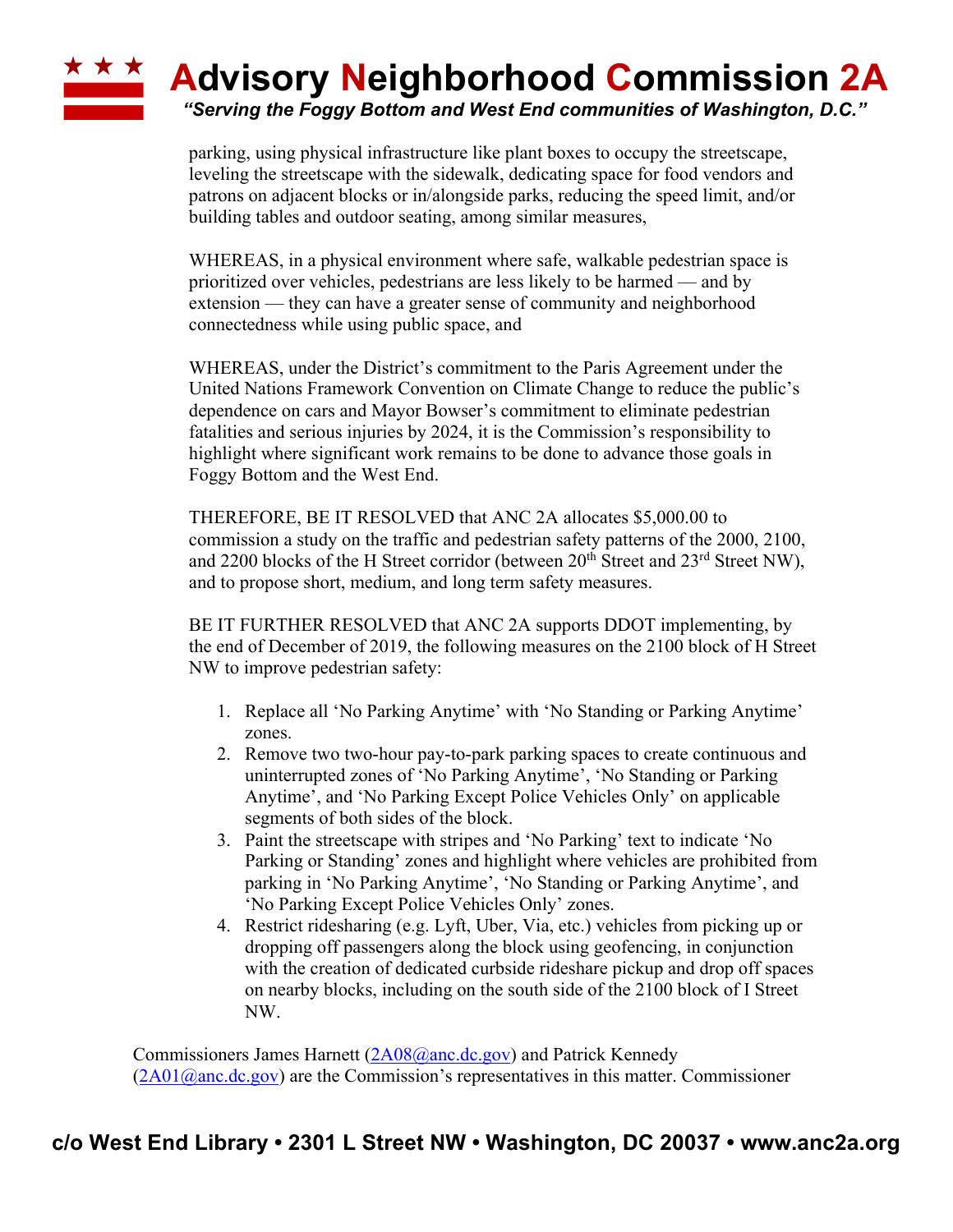parking, using physical infrastructure like plant boxes to occupy the streetscape, leveling the streetscape with the sidewalk, dedicating space for food vendors and patrons on adjacent blocks or in/alongside parks, reducing the speed limit, and/or building tables and outdoor seating, among similar measures,

WHEREAS, in a physical environment where safe, walkable pedestrian space is prioritized over vehicles, pedestrians are less likely to be harmed — and by extension — they can have a greater sense of community and neighborhood connectedness while using public space, and

WHEREAS, under the District's commitment to the Paris Agreement under the United Nations Framework Convention on Climate Change to reduce the public's dependence on cars and Mayor Bowser's commitment to eliminate pedestrian fatalities and serious injuries by 2024, it is the Commission's responsibility to highlight where significant work remains to be done to advance those goals in Foggy Bottom and the West End.

THEREFORE, BE IT RESOLVED that ANC 2A allocates $5,000.00 to commission a study on the traffic and pedestrian safety patterns of the 2000, 2100, and 2200 blocks of the H Street corridor (between 20th Street and 23rd Street NW), and to propose short, medium, and long term safety measures.

BE IT FURTHER RESOLVED that ANC 2A supports DDOT implementing, by the end of December of 2019, the following measures on the 2100 block of H Street NW to improve pedestrian safety:

1. Replace all 'No Parking Anytime' with 'No Standing or Parking Anytime' zones.
2. Remove two two-hour pay-to-park parking spaces to create continuous and uninterrupted zones of 'No Parking Anytime', 'No Standing or Parking Anytime', and 'No Parking Except Police Vehicles Only' on applicable segments of both sides of the block.
3. Paint the streetscape with stripes and 'No Parking' text to indicate 'No Parking or Standing' zones and highlight where vehicles are prohibited from parking in 'No Parking Anytime', 'No Standing or Parking Anytime', and 'No Parking Except Police Vehicles Only' zones.
4. Restrict ridesharing (e.g. Lyft, Uber, Via, etc.) vehicles from picking up or dropping off passengers along the block using geofencing, in conjunction with the creation of dedicated curbside rideshare pickup and drop off spaces on nearby blocks, including on the south side of the 2100 block of I Street NW.

Commissioners James Harnett (2A08@anc.dc.gov) and Patrick Kennedy (2A01@anc.dc.gov) are the Commission's representatives in this matter. Commissioner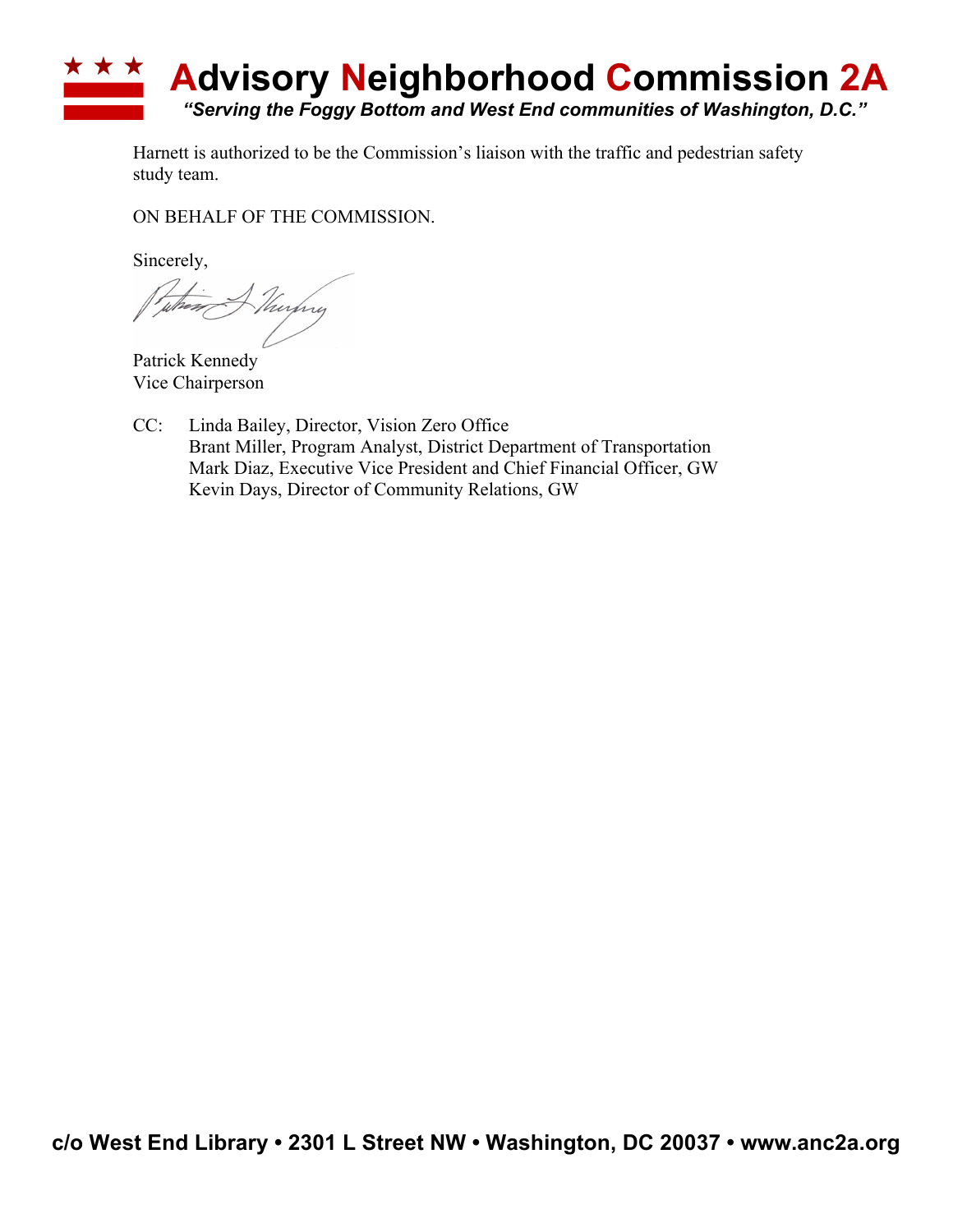Harnett is authorized to be the Commission's liaison with the traffic and pedestrian safety study team.

ON BEHALF OF THE COMMISSION.

Sincerely,

Patrick Kennedy
Vice Chairperson

CC: Linda Bailey, Director, Vision Zero Office
Brant Miller, Program Analyst, District Department of Transportation
Mark Diaz, Executive Vice President and Chief Financial Officer, GW
Kevin Days, Director of Community Relations, GW